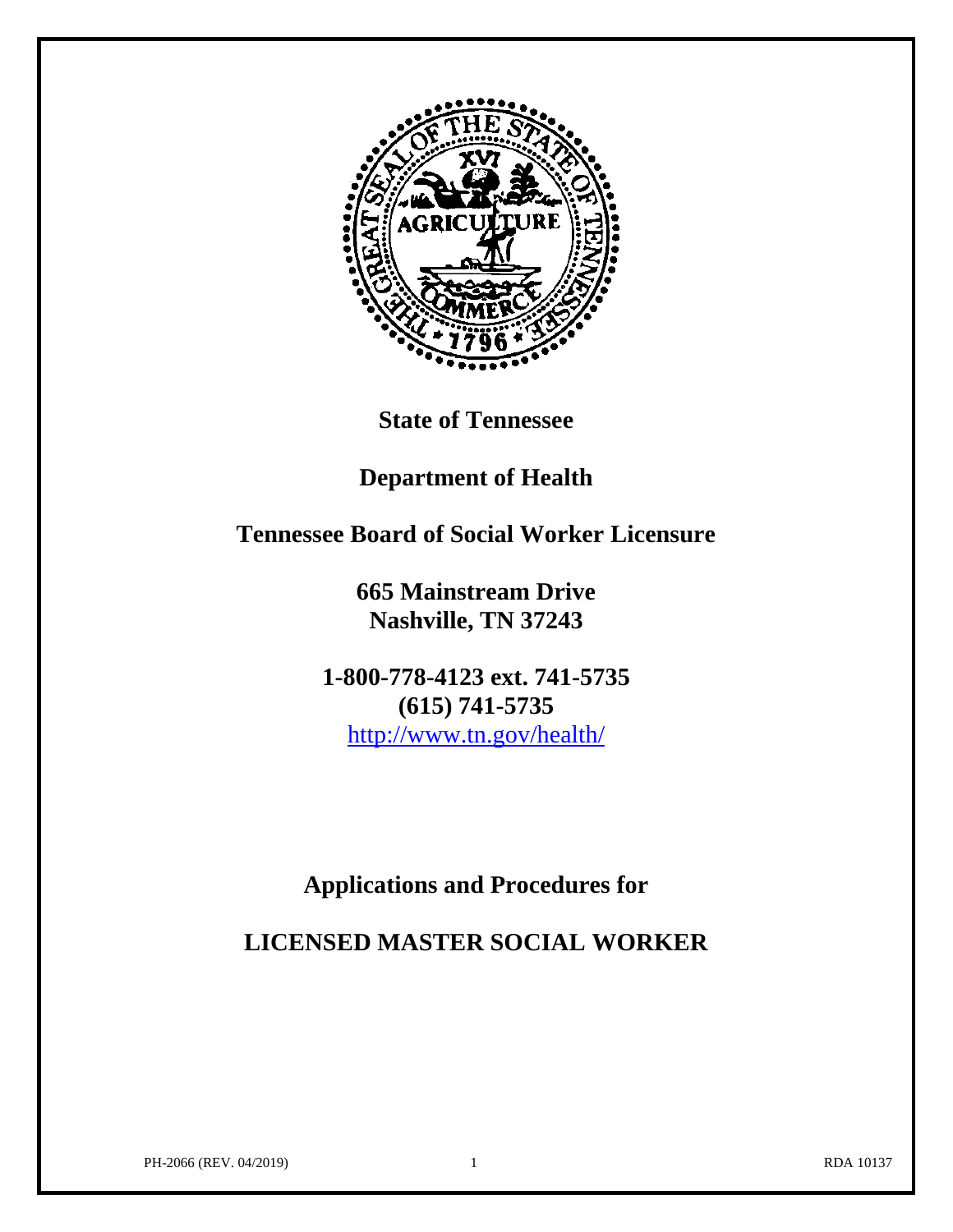**State of Tennessee**

**Department of Health**

**Tennessee Board of Social Worker Licensure**

**665 Mainstream Drive**
**Nashville, TN 37243**

**1-800-778-4123 ext. 741-5735**
**(615) 741-5735**
http://www.tn.gov/health/

# Applications and Procedures for

# LICENSED MASTER SOCIAL WORKER

PH-2066 (REV. 04/2019) RDA 10137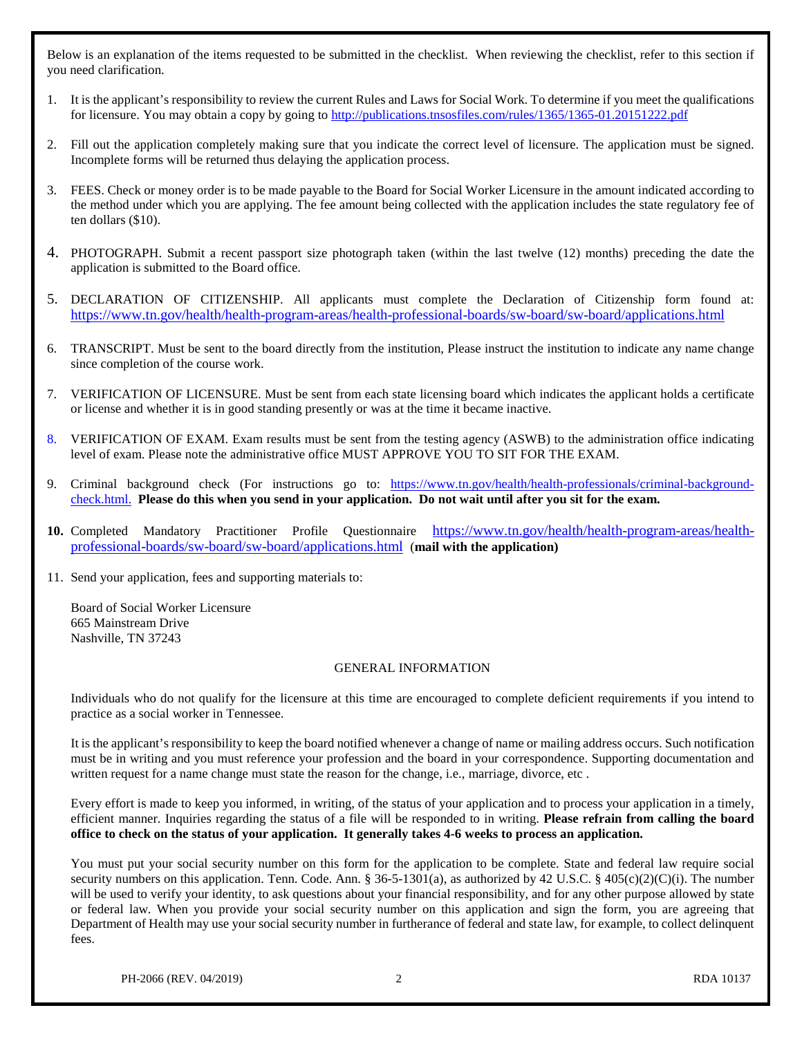Below is an explanation of the items requested to be submitted in the checklist. When reviewing the checklist, refer to this section if you need clarification.

1. It is the applicant's responsibility to review the current Rules and Laws for Social Work. To determine if you meet the qualifications for licensure. You may obtain a copy by going to http://publications.tnsosfiles.com/rules/1365/1365-01.20151222.pdf

2. Fill out the application completely making sure that you indicate the correct level of licensure. The application must be signed. Incomplete forms will be returned thus delaying the application process.

3. FEES. Check or money order is to be made payable to the Board for Social Worker Licensure in the amount indicated according to the method under which you are applying. The fee amount being collected with the application includes the state regulatory fee of ten dollars ($10).

4. PHOTOGRAPH. Submit a recent passport size photograph taken (within the last twelve (12) months) preceding the date the application is submitted to the Board office.

5. DECLARATION OF CITIZENSHIP. All applicants must complete the Declaration of Citizenship form found at: https://www.tn.gov/health/health-program-areas/health-professional-boards/sw-board/sw-board/applications.html

6. TRANSCRIPT. Must be sent to the board directly from the institution, Please instruct the institution to indicate any name change since completion of the course work.

7. VERIFICATION OF LICENSURE. Must be sent from each state licensing board which indicates the applicant holds a certificate or license and whether it is in good standing presently or was at the time it became inactive.

8. VERIFICATION OF EXAM. Exam results must be sent from the testing agency (ASWB) to the administration office indicating level of exam. Please note the administrative office MUST APPROVE YOU TO SIT FOR THE EXAM.

9. Criminal background check (For instructions go to: https://www.tn.gov/health/health-professionals/criminal-background-check.html. **Please do this when you send in your application. Do not wait until after you sit for the exam.**

10. Completed Mandatory Practitioner Profile Questionnaire https://www.tn.gov/health/health-program-areas/health-professional-boards/sw-board/sw-board/applications.html (**mail with the application)**

11. Send your application, fees and supporting materials to:

    Board of Social Worker Licensure
    665 Mainstream Drive
    Nashville, TN 37243

## GENERAL INFORMATION

Individuals who do not qualify for the licensure at this time are encouraged to complete deficient requirements if you intend to practice as a social worker in Tennessee.

It is the applicant's responsibility to keep the board notified whenever a change of name or mailing address occurs. Such notification must be in writing and you must reference your profession and the board in your correspondence. Supporting documentation and written request for a name change must state the reason for the change, i.e., marriage, divorce, etc .

Every effort is made to keep you informed, in writing, of the status of your application and to process your application in a timely, efficient manner. Inquiries regarding the status of a file will be responded to in writing. **Please refrain from calling the board office to check on the status of your application. It generally takes 4-6 weeks to process an application.**

You must put your social security number on this form for the application to be complete. State and federal law require social security numbers on this application. Tenn. Code. Ann. § 36-5-1301(a), as authorized by 42 U.S.C. § 405(c)(2)(C)(i). The number will be used to verify your identity, to ask questions about your financial responsibility, and for any other purpose allowed by state or federal law. When you provide your social security number on this application and sign the form, you are agreeing that Department of Health may use your social security number in furtherance of federal and state law, for example, to collect delinquent fees.

PH-2066 (REV. 04/2019) RDA 10137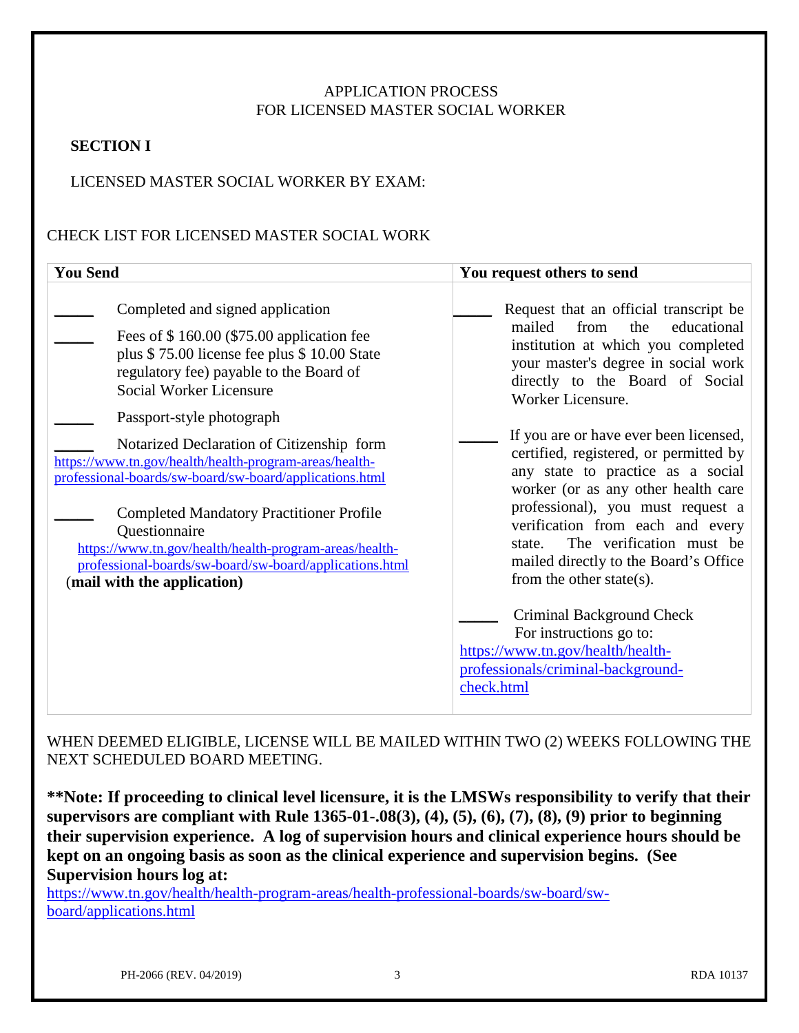APPLICATION PROCESS
FOR LICENSED MASTER SOCIAL WORKER

**SECTION I**

LICENSED MASTER SOCIAL WORKER BY EXAM:

CHECK LIST FOR LICENSED MASTER SOCIAL WORK

| **You Send** | **You request others to send** |
|---|---|
| _____ Completed and signed application<br><br>_____ Fees of $ 160.00 ($75.00 application fee plus $ 75.00 license fee plus $ 10.00 State regulatory fee) payable to the Board of Social Worker Licensure<br><br>_____ Passport-style photograph<br><br>_____ Notarized Declaration of Citizenship form https://www.tn.gov/health/health-program-areas/health-professional-boards/sw-board/sw-board/applications.html<br><br>_____ Completed Mandatory Practitioner Profile Questionnaire https://www.tn.gov/health/health-program-areas/health-professional-boards/sw-board/sw-board/applications.html (**mail with the application)** | _____ Request that an official transcript be mailed from the educational institution at which you completed your master's degree in social work directly to the Board of Social Worker Licensure.<br><br>_____ If you are or have ever been licensed, certified, registered, or permitted by any state to practice as a social worker (or as any other health care professional), you must request a verification from each and every state. The verification must be mailed directly to the Board's Office from the other state(s).<br><br>_____ Criminal Background Check For instructions go to: https://www.tn.gov/health/health-professionals/criminal-background-check.html |

WHEN DEEMED ELIGIBLE, LICENSE WILL BE MAILED WITHIN TWO (2) WEEKS FOLLOWING THE NEXT SCHEDULED BOARD MEETING.

**\*\*Note: If proceeding to clinical level licensure, it is the LMSWs responsibility to verify that their supervisors are compliant with Rule 1365-01-.08(3), (4), (5), (6), (7), (8), (9) prior to beginning their supervision experience. A log of supervision hours and clinical experience hours should be kept on an ongoing basis as soon as the clinical experience and supervision begins. (See Supervision hours log at:**
https://www.tn.gov/health/health-program-areas/health-professional-boards/sw-board/sw-board/applications.html

PH-2066 (REV. 04/2019) RDA 10137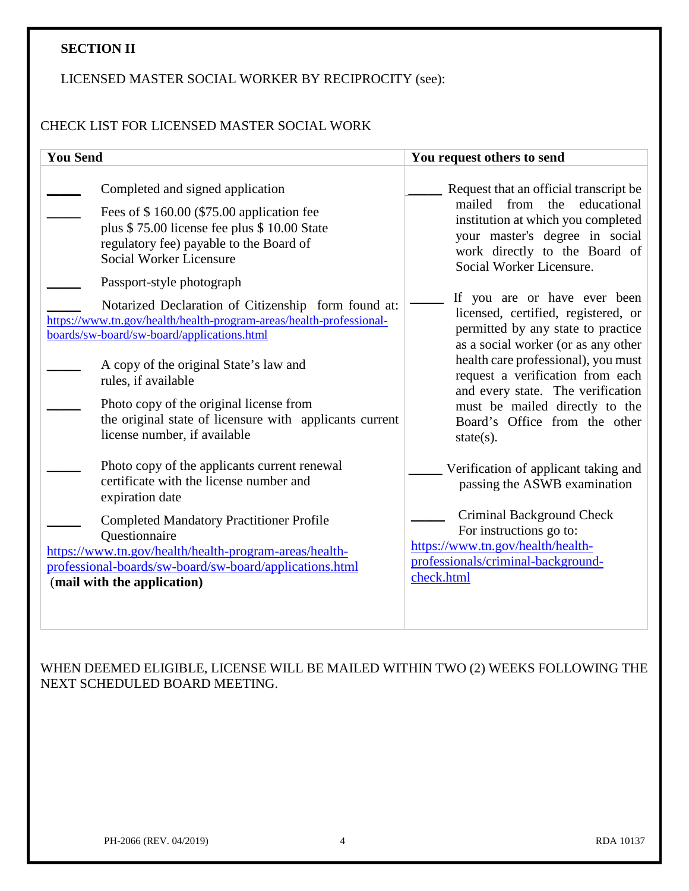**SECTION II**

LICENSED MASTER SOCIAL WORKER BY RECIPROCITY (see):

CHECK LIST FOR LICENSED MASTER SOCIAL WORK

| You Send | You request others to send |
|---|---|
| _____ Completed and signed application | _____ Request that an official transcript be mailed from the educational institution at which you completed your master's degree in social work directly to the Board of Social Worker Licensure. |
| _____ Fees of $ 160.00 ($75.00 application fee plus $ 75.00 license fee plus $ 10.00 State regulatory fee) payable to the Board of Social Worker Licensure | _____ If you are or have ever been licensed, certified, registered, or permitted by any state to practice as a social worker (or as any other health care professional), you must request a verification from each and every state. The verification must be mailed directly to the Board's Office from the other state(s). |
| _____ Passport-style photograph | _____ Verification of applicant taking and passing the ASWB examination |
| _____ Notarized Declaration of Citizenship form found at: https://www.tn.gov/health/health-program-areas/health-professional-boards/sw-board/sw-board/applications.html | _____ Criminal Background Check For instructions go to: https://www.tn.gov/health/health-professionals/criminal-background-check.html |
| _____ A copy of the original State's law and rules, if available | |
| _____ Photo copy of the original license from the original state of licensure with applicants current license number, if available | |
| _____ Photo copy of the applicants current renewal certificate with the license number and expiration date | |
| _____ Completed Mandatory Practitioner Profile Questionnaire https://www.tn.gov/health/health-program-areas/health-professional-boards/sw-board/sw-board/applications.html (**mail with the application**) | |

WHEN DEEMED ELIGIBLE, LICENSE WILL BE MAILED WITHIN TWO (2) WEEKS FOLLOWING THE NEXT SCHEDULED BOARD MEETING.

PH-2066 (REV. 04/2019) RDA 10137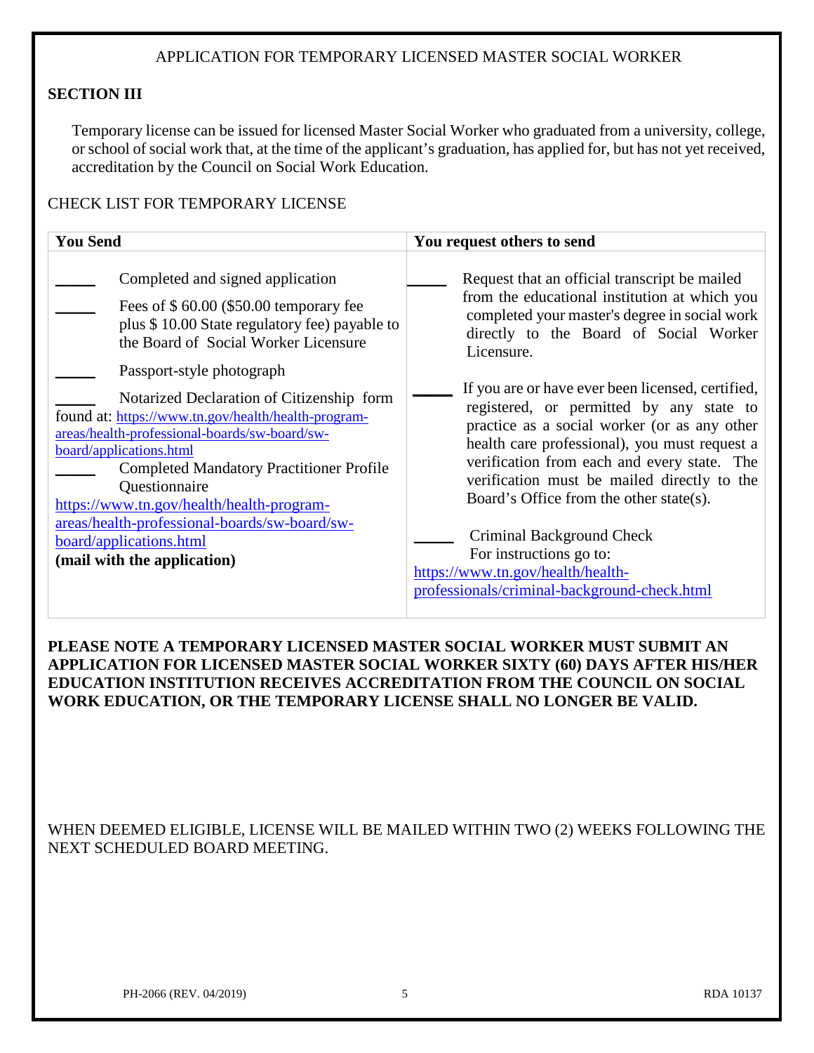APPLICATION FOR TEMPORARY LICENSED MASTER SOCIAL WORKER

## SECTION III

Temporary license can be issued for licensed Master Social Worker who graduated from a university, college, or school of social work that, at the time of the applicant's graduation, has applied for, but has not yet received, accreditation by the Council on Social Work Education.

CHECK LIST FOR TEMPORARY LICENSE

| You Send | You request others to send |
|---|---|
| _____ Completed and signed application<br>_____ Fees of $ 60.00 ($50.00 temporary fee plus $ 10.00 State regulatory fee) payable to the Board of Social Worker Licensure<br>_____ Passport-style photograph<br>_____ Notarized Declaration of Citizenship form found at: https://www.tn.gov/health/health-program-areas/health-professional-boards/sw-board/sw-board/applications.html<br>_____ Completed Mandatory Practitioner Profile Questionnaire https://www.tn.gov/health/health-program-areas/health-professional-boards/sw-board/sw-board/applications.html<br>**(mail with the application)** | _____ Request that an official transcript be mailed from the educational institution at which you completed your master's degree in social work directly to the Board of Social Worker Licensure.<br>_____ If you are or have ever been licensed, certified, registered, or permitted by any state to practice as a social worker (or as any other health care professional), you must request a verification from each and every state. The verification must be mailed directly to the Board's Office from the other state(s).<br>_____ Criminal Background Check For instructions go to: https://www.tn.gov/health/health-professionals/criminal-background-check.html |

**PLEASE NOTE A TEMPORARY LICENSED MASTER SOCIAL WORKER MUST SUBMIT AN APPLICATION FOR LICENSED MASTER SOCIAL WORKER SIXTY (60) DAYS AFTER HIS/HER EDUCATION INSTITUTION RECEIVES ACCREDITATION FROM THE COUNCIL ON SOCIAL WORK EDUCATION, OR THE TEMPORARY LICENSE SHALL NO LONGER BE VALID.**

WHEN DEEMED ELIGIBLE, LICENSE WILL BE MAILED WITHIN TWO (2) WEEKS FOLLOWING THE NEXT SCHEDULED BOARD MEETING.

PH-2066 (REV. 04/2019) RDA 10137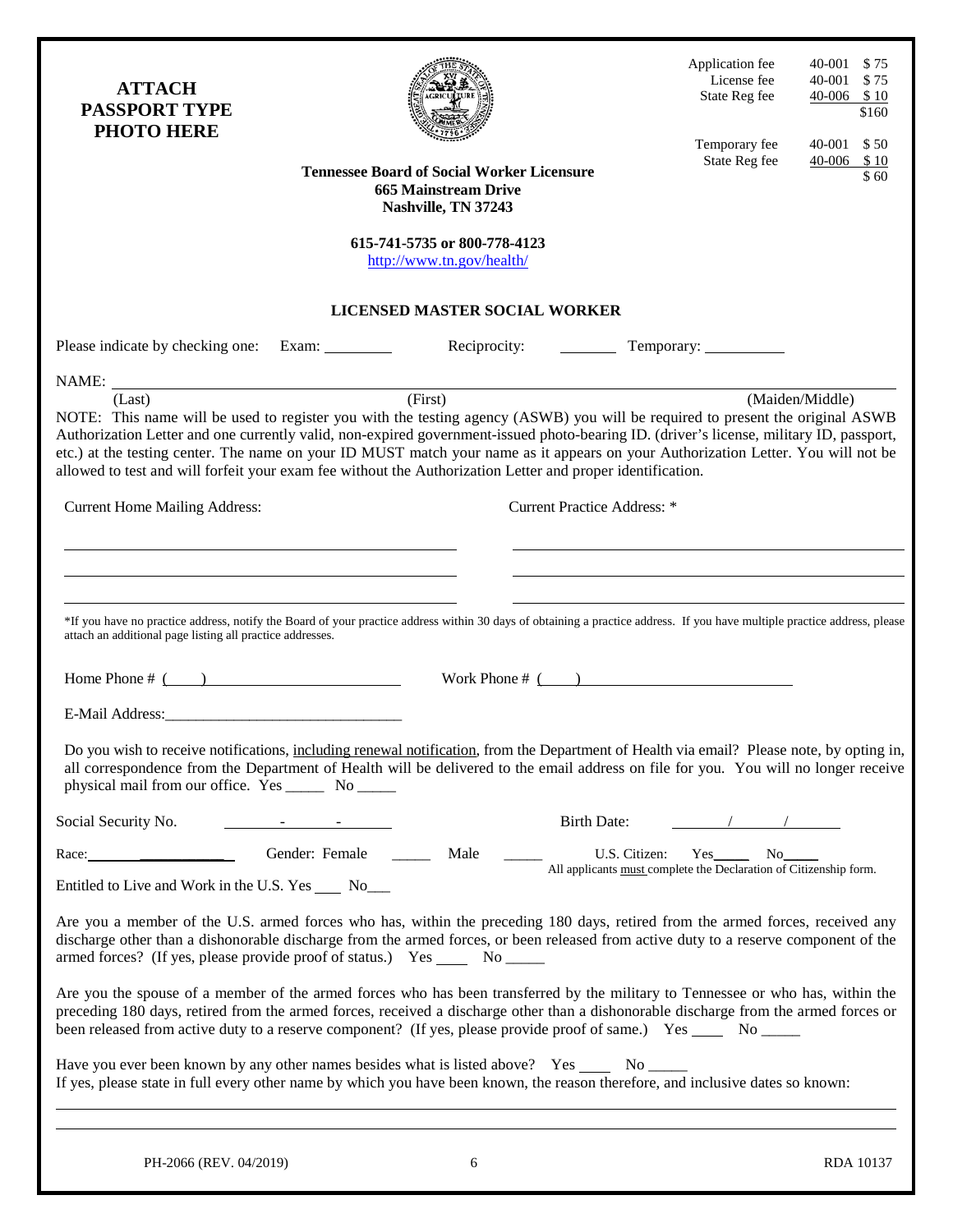**ATTACH PASSPORT TYPE PHOTO HERE**

| | | |
|---|---|---|
| Application fee | 40-001 | $ 75 |
| License fee | 40-001 | $ 75 |
| State Reg fee | 40-006 | $ 10 |
| | | $160 |
| Temporary fee | 40-001 | $ 50 |
| State Reg fee | 40-006 | $ 10 |
| | | $ 60 |

**Tennessee Board of Social Worker Licensure**
**665 Mainstream Drive**
**Nashville, TN 37243**

**615-741-5735 or 800-778-4123**
http://www.tn.gov/health/

## LICENSED MASTER SOCIAL WORKER

Please indicate by checking one: Exam: _________ Reciprocity: _________ Temporary: _________

NAME: ____________________________________________________________
(Last) (First) (Maiden/Middle)

NOTE: This name will be used to register you with the testing agency (ASWB) you will be required to present the original ASWB Authorization Letter and one currently valid, non-expired government-issued photo-bearing ID. (driver's license, military ID, passport, etc.) at the testing center. The name on your ID MUST match your name as it appears on your Authorization Letter. You will not be allowed to test and will forfeit your exam fee without the Authorization Letter and proper identification.

Current Home Mailing Address:

______________________________
______________________________
______________________________

Current Practice Address: *

______________________________
______________________________
______________________________

*If you have no practice address, notify the Board of your practice address within 30 days of obtaining a practice address. If you have multiple practice address, please attach an additional page listing all practice addresses.

Home Phone # (____) ______________________ Work Phone # (____) ______________________

E-Mail Address:______________________________

Do you wish to receive notifications, including renewal notification, from the Department of Health via email? Please note, by opting in, all correspondence from the Department of Health will be delivered to the email address on file for you. You will no longer receive physical mail from our office. Yes _____ No _____

Social Security No. _____-_____-_____ Birth Date: _____/_____/_____

Race: ______________ Gender: Female _____ Male _____ U.S. Citizen: Yes_____ No_____
All applicants must complete the Declaration of Citizenship form.

Entitled to Live and Work in the U.S. Yes ____ No___

Are you a member of the U.S. armed forces who has, within the preceding 180 days, retired from the armed forces, received any discharge other than a dishonorable discharge from the armed forces, or been released from active duty to a reserve component of the armed forces? (If yes, please provide proof of status.) Yes ____ No _____

Are you the spouse of a member of the armed forces who has been transferred by the military to Tennessee or who has, within the preceding 180 days, retired from the armed forces, received a discharge other than a dishonorable discharge from the armed forces or been released from active duty to a reserve component? (If yes, please provide proof of same.) Yes ____ No _____

Have you ever been known by any other names besides what is listed above? Yes ____ No _____
If yes, please state in full every other name by which you have been known, the reason therefore, and inclusive dates so known:

____________________________________________________________
____________________________________________________________

PH-2066 (REV. 04/2019) RDA 10137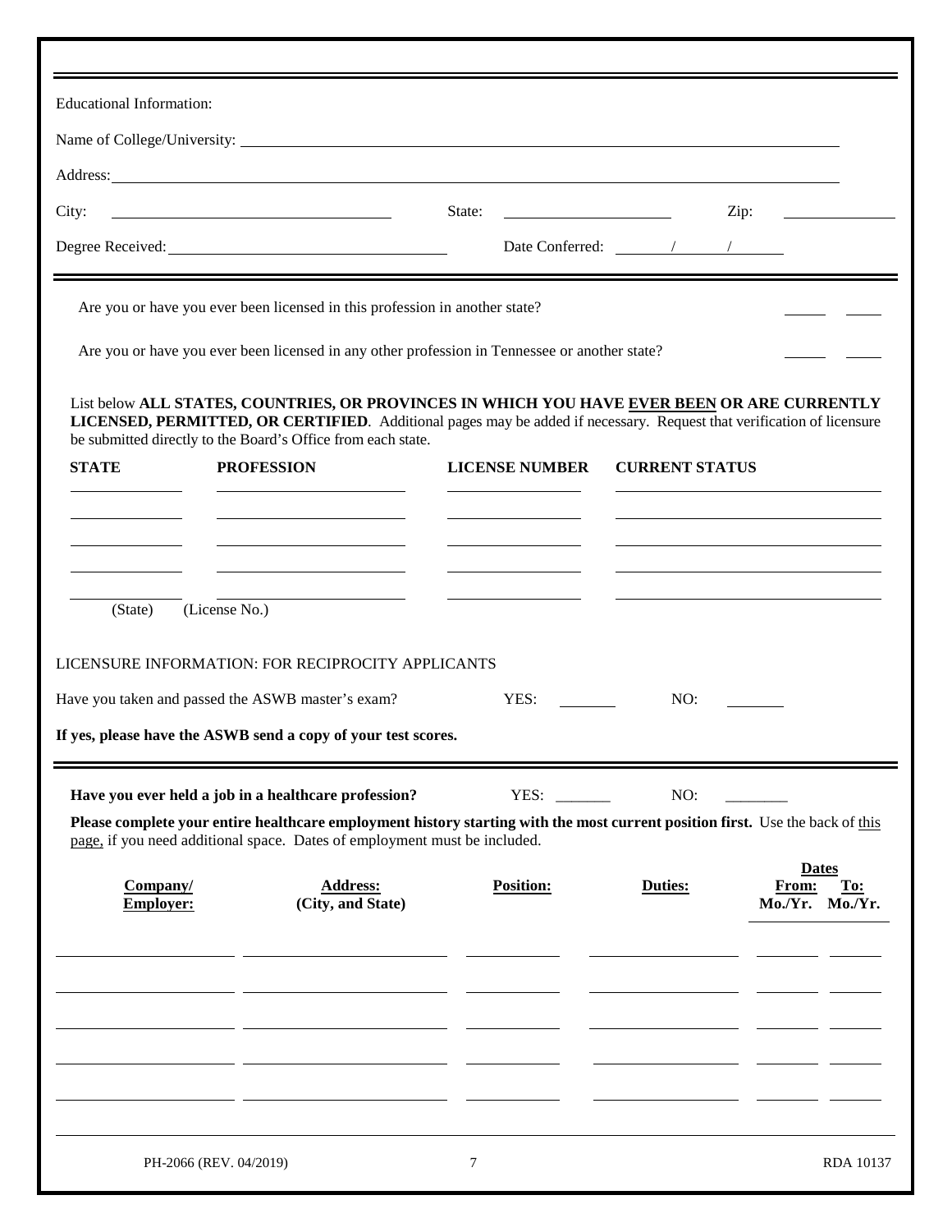Educational Information:

Name of College/University: ______________________________

Address: ______________________________

City: ______________________ State: ______________ Zip: __________

Degree Received: ______________________ Date Conferred: ____/____/____

---

Are you or have you ever been licensed in this profession in another state? _____ _____

Are you or have you ever been licensed in any other profession in Tennessee or another state? _____ _____

List below **ALL STATES, COUNTRIES, OR PROVINCES IN WHICH YOU HAVE EVER BEEN OR ARE CURRENTLY LICENSED, PERMITTED, OR CERTIFIED**. Additional pages may be added if necessary. Request that verification of licensure be submitted directly to the Board's Office from each state.

| STATE | PROFESSION | LICENSE NUMBER | CURRENT STATUS |
|---|---|---|---|
| | | | |
| | | | |
| | | | |
| | | | |
| | | | |
| (State) | (License No.) | | |

LICENSURE INFORMATION: FOR RECIPROCITY APPLICANTS

Have you taken and passed the ASWB master's exam? YES: _______ NO: _______

**If yes, please have the ASWB send a copy of your test scores.**

---

**Have you ever held a job in a healthcare profession?** YES: _______ NO: _______

**Please complete your entire healthcare employment history starting with the most current position first.** Use the back of this page, if you need additional space. Dates of employment must be included.

| Company/ Employer: | Address: (City, and State) | Position: | Duties: | Dates From: Mo./Yr. | Dates To: Mo./Yr. |
|---|---|---|---|---|---|
| | | | | | |
| | | | | | |
| | | | | | |
| | | | | | |
| | | | | | |

PH-2066 (REV. 04/2019) RDA 10137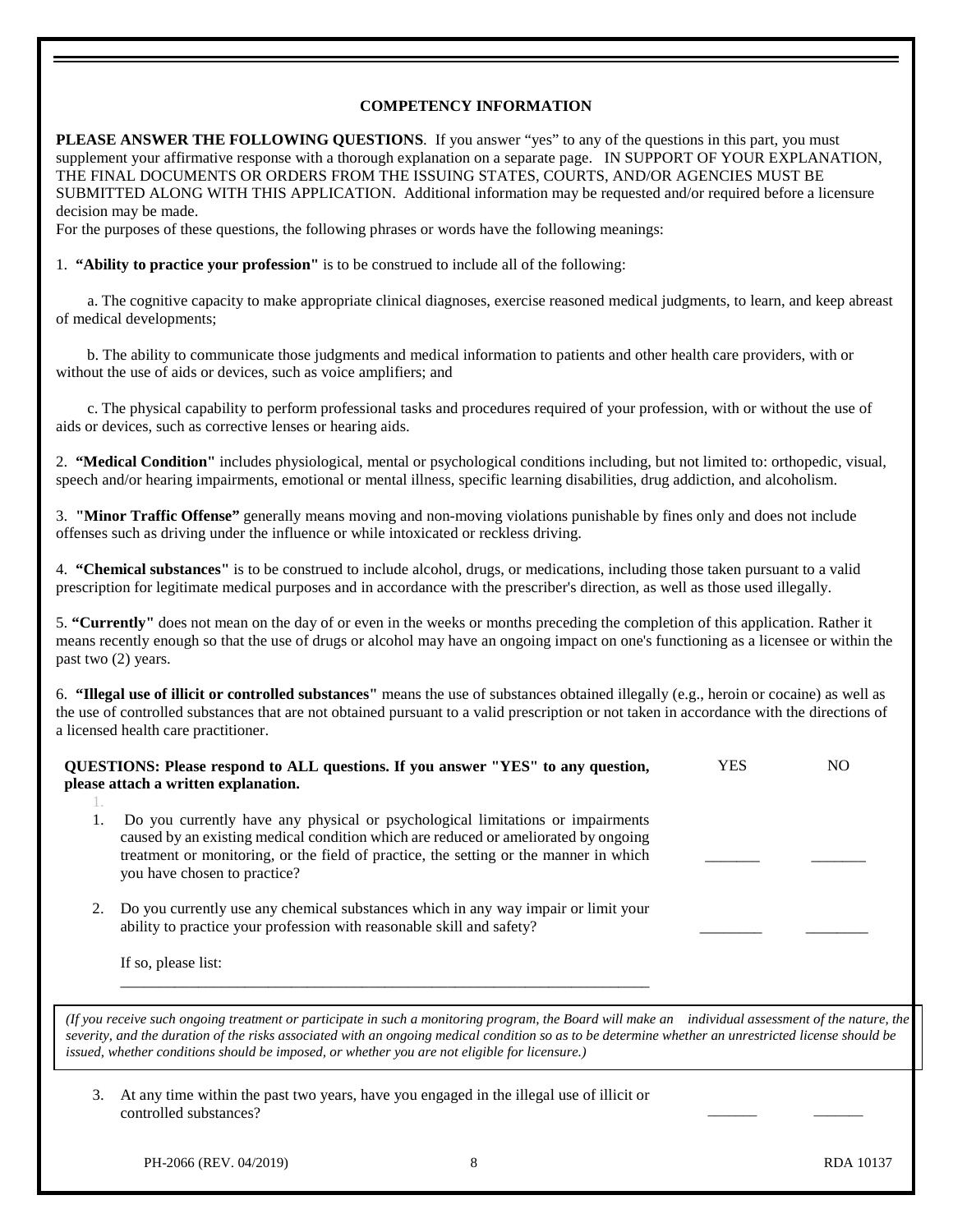## COMPETENCY INFORMATION

**PLEASE ANSWER THE FOLLOWING QUESTIONS**. If you answer "yes" to any of the questions in this part, you must supplement your affirmative response with a thorough explanation on a separate page. IN SUPPORT OF YOUR EXPLANATION, THE FINAL DOCUMENTS OR ORDERS FROM THE ISSUING STATES, COURTS, AND/OR AGENCIES MUST BE SUBMITTED ALONG WITH THIS APPLICATION. Additional information may be requested and/or required before a licensure decision may be made.

For the purposes of these questions, the following phrases or words have the following meanings:

1. **"Ability to practice your profession"** is to be construed to include all of the following:

   a. The cognitive capacity to make appropriate clinical diagnoses, exercise reasoned medical judgments, to learn, and keep abreast of medical developments;

   b. The ability to communicate those judgments and medical information to patients and other health care providers, with or without the use of aids or devices, such as voice amplifiers; and

   c. The physical capability to perform professional tasks and procedures required of your profession, with or without the use of aids or devices, such as corrective lenses or hearing aids.

2. **"Medical Condition"** includes physiological, mental or psychological conditions including, but not limited to: orthopedic, visual, speech and/or hearing impairments, emotional or mental illness, specific learning disabilities, drug addiction, and alcoholism.

3. **"Minor Traffic Offense"** generally means moving and non-moving violations punishable by fines only and does not include offenses such as driving under the influence or while intoxicated or reckless driving.

4. **"Chemical substances"** is to be construed to include alcohol, drugs, or medications, including those taken pursuant to a valid prescription for legitimate medical purposes and in accordance with the prescriber's direction, as well as those used illegally.

5. **"Currently"** does not mean on the day of or even in the weeks or months preceding the completion of this application. Rather it means recently enough so that the use of drugs or alcohol may have an ongoing impact on one's functioning as a licensee or within the past two (2) years.

6. **"Illegal use of illicit or controlled substances"** means the use of substances obtained illegally (e.g., heroin or cocaine) as well as the use of controlled substances that are not obtained pursuant to a valid prescription or not taken in accordance with the directions of a licensed health care practitioner.

| **QUESTIONS: Please respond to ALL questions. If you answer "YES" to any question, please attach a written explanation.** | YES | NO |
|---|---|---|
| 1. Do you currently have any physical or psychological limitations or impairments caused by an existing medical condition which are reduced or ameliorated by ongoing treatment or monitoring, or the field of practice, the setting or the manner in which you have chosen to practice? | _______ | _______ |
| 2. Do you currently use any chemical substances which in any way impair or limit your ability to practice your profession with reasonable skill and safety? | ________ | ________ |

If so, please list:

______________________________________________________________________

*(If you receive such ongoing treatment or participate in such a monitoring program, the Board will make an individual assessment of the nature, the severity, and the duration of the risks associated with an ongoing medical condition so as to be determine whether an unrestricted license should be issued, whether conditions should be imposed, or whether you are not eligible for licensure.)*

| | YES | NO |
|---|---|---|
| 3. At any time within the past two years, have you engaged in the illegal use of illicit or controlled substances? | ______ | ______ |

PH-2066 (REV. 04/2019) RDA 10137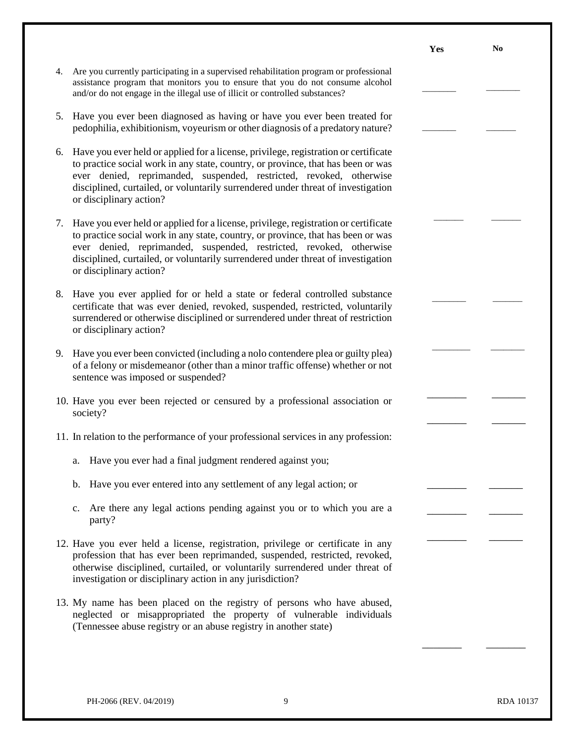| | Yes | No |
|---|---|---|
| 4. Are you currently participating in a supervised rehabilitation program or professional assistance program that monitors you to ensure that you do not consume alcohol and/or do not engage in the illegal use of illicit or controlled substances? | _______ | _______ |
| 5. Have you ever been diagnosed as having or have you ever been treated for pedophilia, exhibitionism, voyeurism or other diagnosis of a predatory nature? | _______ | ______ |
| 6. Have you ever held or applied for a license, privilege, registration or certificate to practice social work in any state, country, or province, that has been or was ever denied, reprimanded, suspended, restricted, revoked, otherwise disciplined, curtailed, or voluntarily surrendered under threat of investigation or disciplinary action? | ______ | ______ |
| 7. Have you ever held or applied for a license, privilege, registration or certificate to practice social work in any state, country, or province, that has been or was ever denied, reprimanded, suspended, restricted, revoked, otherwise disciplined, curtailed, or voluntarily surrendered under threat of investigation or disciplinary action? | _______ | ______ |
| 8. Have you ever applied for or held a state or federal controlled substance certificate that was ever denied, revoked, suspended, restricted, voluntarily surrendered or otherwise disciplined or surrendered under threat of restriction or disciplinary action? | ________ | _______ |
| 9. Have you ever been convicted (including a nolo contendere plea or guilty plea) of a felony or misdemeanor (other than a minor traffic offense) whether or not sentence was imposed or suspended? | ________ | _______ |
| 10. Have you ever been rejected or censured by a professional association or society? | ________ | _______ |
| 11. In relation to the performance of your professional services in any profession: | | |
| a. Have you ever had a final judgment rendered against you; | ________ | _______ |
| b. Have you ever entered into any settlement of any legal action; or | ________ | _______ |
| c. Are there any legal actions pending against you or to which you are a party? | ________ | _______ |
| 12. Have you ever held a license, registration, privilege or certificate in any profession that has ever been reprimanded, suspended, restricted, revoked, otherwise disciplined, curtailed, or voluntarily surrendered under threat of investigation or disciplinary action in any jurisdiction? | | |
| 13. My name has been placed on the registry of persons who have abused, neglected or misappropriated the property of vulnerable individuals (Tennessee abuse registry or an abuse registry in another state) | ________ | ________ |

PH-2066 (REV. 04/2019) RDA 10137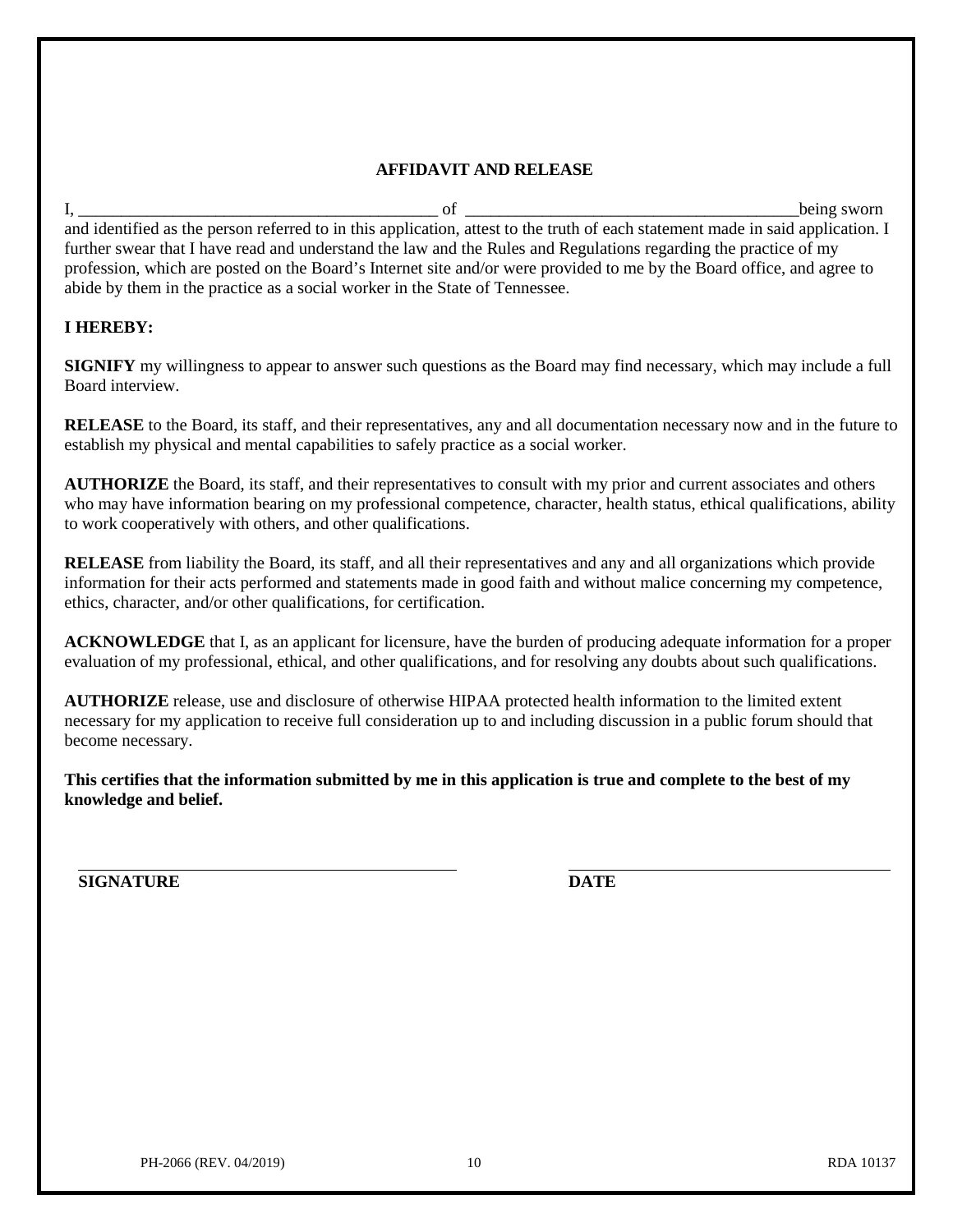## AFFIDAVIT AND RELEASE

I, ___________________________________________ of _______________________________________being sworn and identified as the person referred to in this application, attest to the truth of each statement made in said application. I further swear that I have read and understand the law and the Rules and Regulations regarding the practice of my profession, which are posted on the Board's Internet site and/or were provided to me by the Board office, and agree to abide by them in the practice as a social worker in the State of Tennessee.

**I HEREBY:**

**SIGNIFY** my willingness to appear to answer such questions as the Board may find necessary, which may include a full Board interview.

**RELEASE** to the Board, its staff, and their representatives, any and all documentation necessary now and in the future to establish my physical and mental capabilities to safely practice as a social worker.

**AUTHORIZE** the Board, its staff, and their representatives to consult with my prior and current associates and others who may have information bearing on my professional competence, character, health status, ethical qualifications, ability to work cooperatively with others, and other qualifications.

**RELEASE** from liability the Board, its staff, and all their representatives and any and all organizations which provide information for their acts performed and statements made in good faith and without malice concerning my competence, ethics, character, and/or other qualifications, for certification.

**ACKNOWLEDGE** that I, as an applicant for licensure, have the burden of producing adequate information for a proper evaluation of my professional, ethical, and other qualifications, and for resolving any doubts about such qualifications.

**AUTHORIZE** release, use and disclosure of otherwise HIPAA protected health information to the limited extent necessary for my application to receive full consideration up to and including discussion in a public forum should that become necessary.

**This certifies that the information submitted by me in this application is true and complete to the best of my knowledge and belief.**

_______________________________________ &nbsp;&nbsp;&nbsp;&nbsp; _______________________________

**SIGNATURE** &nbsp;&nbsp;&nbsp;&nbsp;&nbsp;&nbsp;&nbsp;&nbsp;&nbsp;&nbsp;&nbsp;&nbsp;&nbsp;&nbsp;&nbsp;&nbsp;&nbsp;&nbsp;&nbsp;&nbsp;&nbsp;&nbsp;&nbsp;&nbsp;&nbsp;&nbsp;&nbsp;&nbsp;&nbsp;&nbsp; **DATE**

PH-2066 (REV. 04/2019) &nbsp;&nbsp;&nbsp;&nbsp;&nbsp;&nbsp;&nbsp;&nbsp; RDA 10137